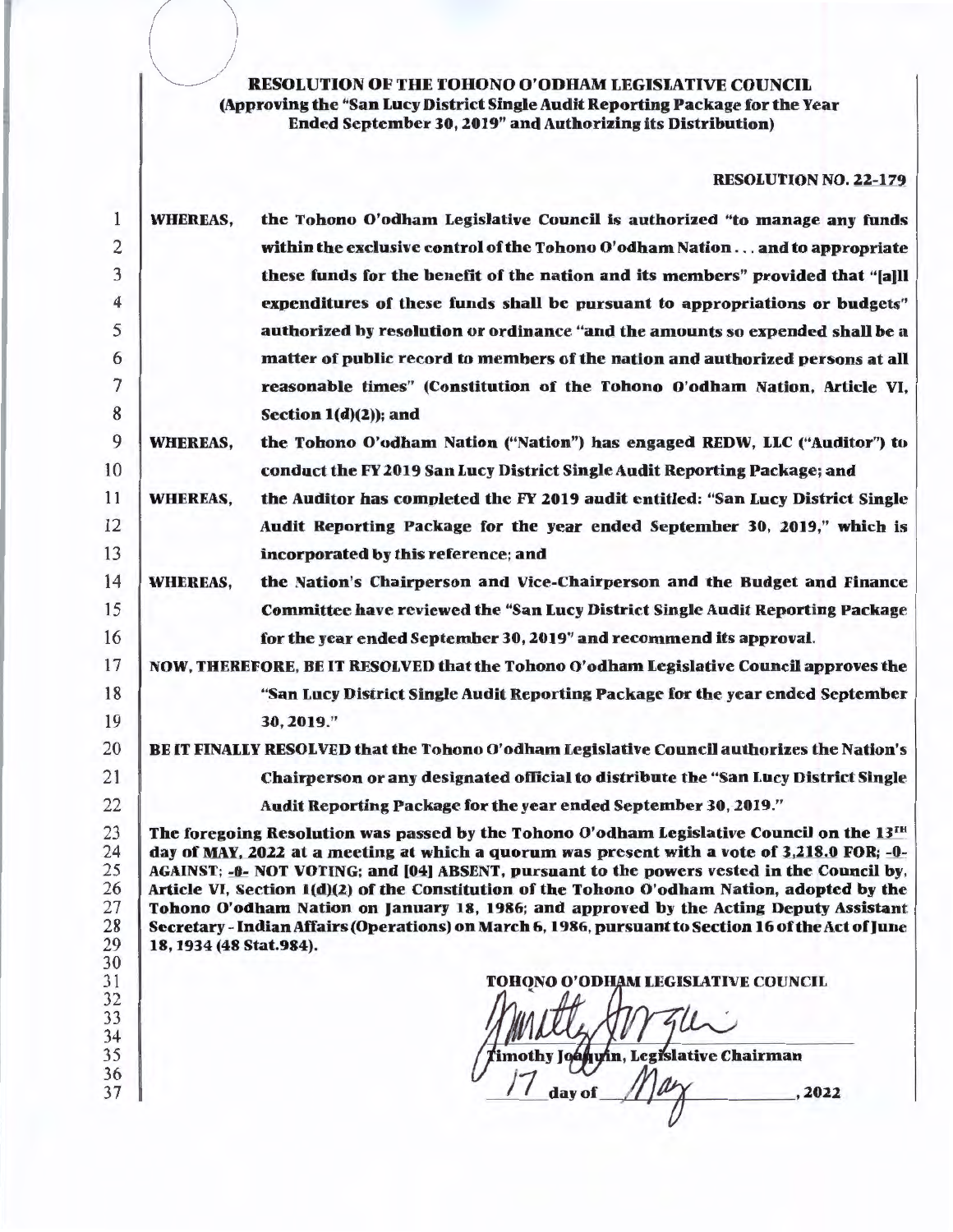**RESOLUTION OF THE TOHONO O'ODHAM LEGISLATIVE COUNCIL**
**(Approving the "San Lucy District Single Audit Reporting Package for the Year Ended September 30, 2019" and Authorizing its Distribution)**

**RESOLUTION NO. 22-179**

1 **WHEREAS,** the Tohono O'odham Legislative Council is authorized "to manage any funds
2 within the exclusive control of the Tohono O'odham Nation . . . and to appropriate
3 these funds for the benefit of the nation and its members" provided that "[a]ll
4 expenditures of these funds shall be pursuant to appropriations or budgets"
5 authorized by resolution or ordinance "and the amounts so expended shall be a
6 matter of public record to members of the nation and authorized persons at all
7 reasonable times" (Constitution of the Tohono O'odham Nation, Article VI,
8 Section 1(d)(2)); and

9 **WHEREAS,** the Tohono O'odham Nation ("Nation") has engaged REDW, LLC ("Auditor") to
10 conduct the FY 2019 San Lucy District Single Audit Reporting Package; and

11 **WHEREAS,** the Auditor has completed the FY 2019 audit entitled: "San Lucy District Single
12 Audit Reporting Package for the year ended September 30, 2019," which is
13 incorporated by this reference; and

14 **WHEREAS,** the Nation's Chairperson and Vice-Chairperson and the Budget and Finance
15 Committee have reviewed the "San Lucy District Single Audit Reporting Package
16 for the year ended September 30, 2019" and recommend its approval.

17 **NOW, THEREFORE, BE IT RESOLVED** that the Tohono O'odham Legislative Council approves the
18 "San Lucy District Single Audit Reporting Package for the year ended September
19 30, 2019."

20 **BE IT FINALLY RESOLVED** that the Tohono O'odham Legislative Council authorizes the Nation's
21 Chairperson or any designated official to distribute the "San Lucy District Single
22 Audit Reporting Package for the year ended September 30, 2019."

23 The foregoing Resolution was passed by the Tohono O'odham Legislative Council on the 13[TH]
24 day of MAY, 2022 at a meeting at which a quorum was present with a vote of 3,218.0 FOR; -0-
25 AGAINST; -0- NOT VOTING; and [04] ABSENT, pursuant to the powers vested in the Council by,
26 Article VI, Section 1(d)(2) of the Constitution of the Tohono O'odham Nation, adopted by the
27 Tohono O'odham Nation on January 18, 1986; and approved by the Acting Deputy Assistant
28 Secretary - Indian Affairs (Operations) on March 6, 1986, pursuant to Section 16 of the Act of June
29 18, 1934 (48 Stat.984).

30
31 TOHONO O'ODHAM LEGISLATIVE COUNCIL
32
33
34
35 Timothy Joaquin, Legislative Chairman
36
37 17 day of May, 2022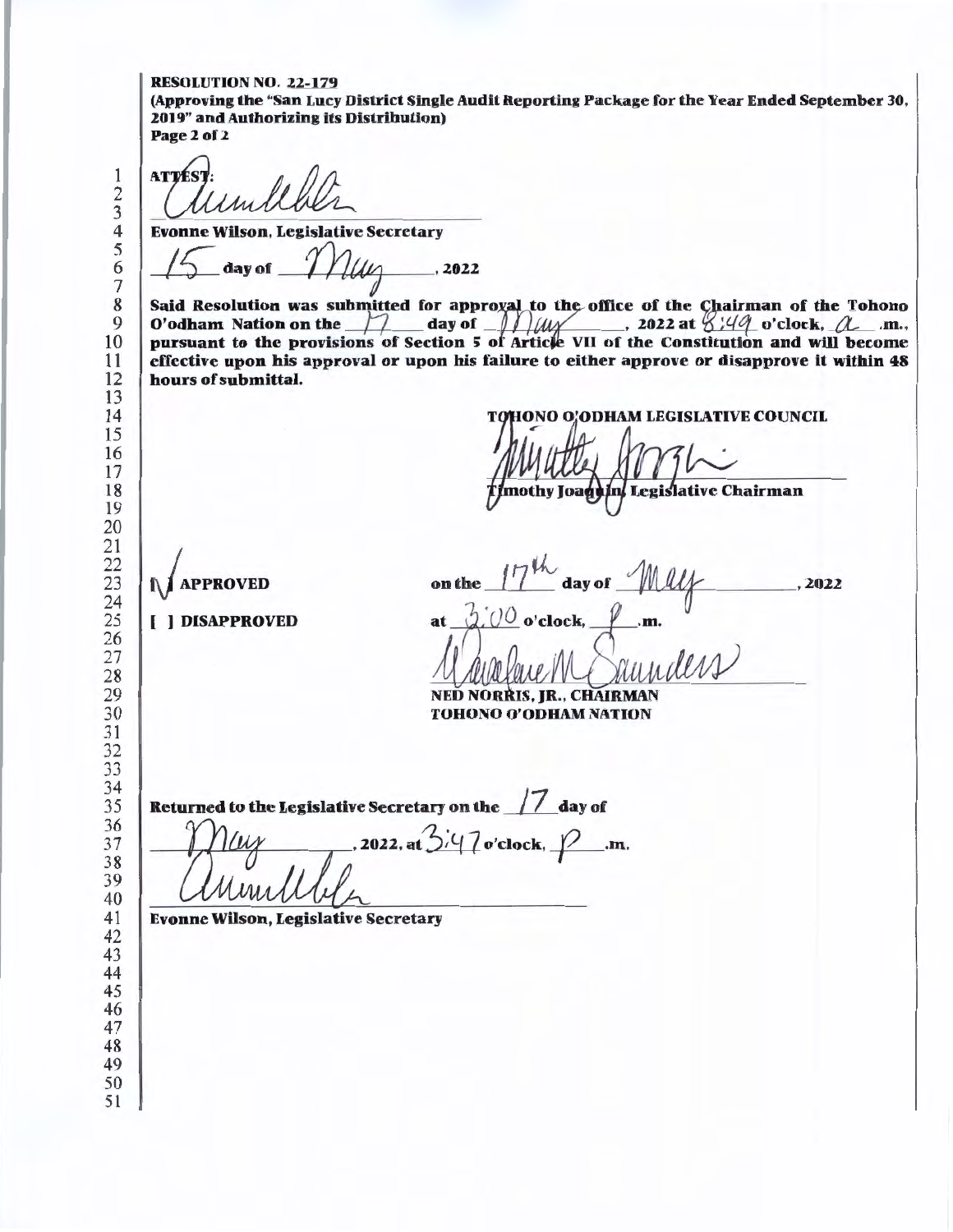**RESOLUTION NO. 22-179**
**(Approving the "San Lucy District Single Audit Reporting Package for the Year Ended September 30, 2019" and Authorizing its Distribution)**
**Page 2 of 2**

**ATTEST:**

Evonne Wilson, Legislative Secretary

15 day of May, 2022

**Said Resolution was submitted for approval to the office of the Chairman of the Tohono O'odham Nation on the 17 day of May, 2022 at 8:49 o'clock, a.m., pursuant to the provisions of Section 5 of Article VII of the Constitution and will become effective upon his approval or upon his failure to either approve or disapprove it within 48 hours of submittal.**

**TOHONO O'ODHAM LEGISLATIVE COUNCIL**

**Timothy Joaquin, Legislative Chairman**

**[✓] APPROVED** on the 17th day of May, 2022

**[ ] DISAPPROVED** at 3:00 o'clock, p.m.

**NED NORRIS, JR., CHAIRMAN**
**TOHONO O'ODHAM NATION**

**Returned to the Legislative Secretary on the 17 day of May, 2022, at 3:47 o'clock, p.m.**

**Evonne Wilson, Legislative Secretary**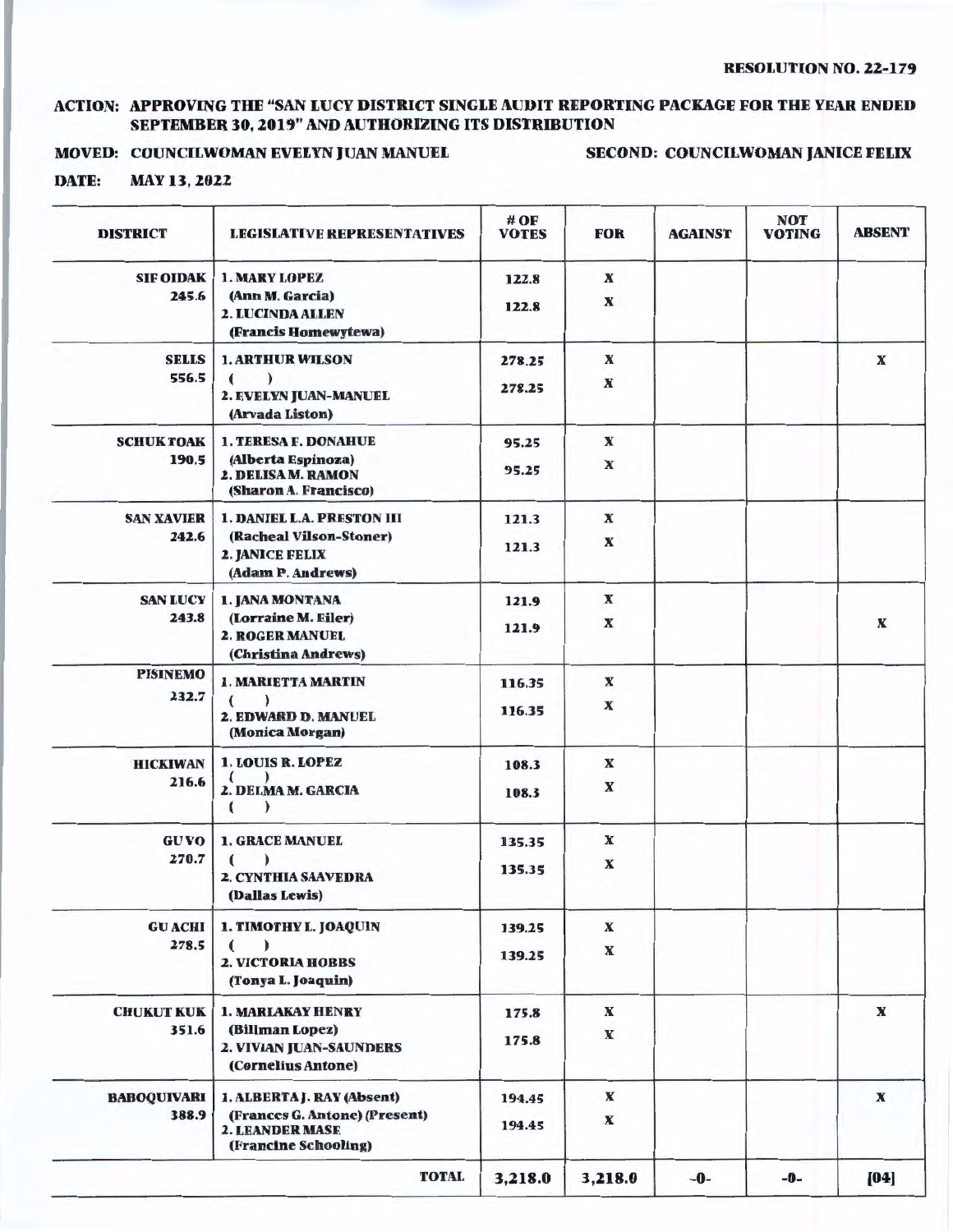**RESOLUTION NO. 22-179**

**ACTION: APPROVING THE "SAN LUCY DISTRICT SINGLE AUDIT REPORTING PACKAGE FOR THE YEAR ENDED SEPTEMBER 30, 2019" AND AUTHORIZING ITS DISTRIBUTION**

**MOVED: COUNCILWOMAN EVELYN JUAN MANUEL** **SECOND: COUNCILWOMAN JANICE FELIX**

**DATE: MAY 13, 2022**

| DISTRICT | LEGISLATIVE REPRESENTATIVES | # OF VOTES | FOR | AGAINST | NOT VOTING | ABSENT |
|---|---|---|---|---|---|---|
| SIF OIDAK 245.6 | 1. MARY LOPEZ (Ann M. Garcia) 2. LUCINDA ALLEN (Francis Homewytewa) | 122.8 122.8 | X X | | | |
| SELLS 556.5 | 1. ARTHUR WILSON ( ) 2. EVELYN JUAN-MANUEL (Arvada Liston) | 278.25 278.25 | X X | | | X |
| SCHUK TOAK 190.5 | 1. TERESA F. DONAHUE (Alberta Espinoza) 2. DELISA M. RAMON (Sharon A. Francisco) | 95.25 95.25 | X X | | | |
| SAN XAVIER 242.6 | 1. DANIEL L.A. PRESTON III (Racheal Vilson-Stoner) 2. JANICE FELIX (Adam P. Andrews) | 121.3 121.3 | X X | | | |
| SAN LUCY 243.8 | 1. JANA MONTANA (Lorraine M. Eiler) 2. ROGER MANUEL (Christina Andrews) | 121.9 121.9 | X X | | | X |
| PISINEMO 232.7 | 1. MARIETTA MARTIN ( ) 2. EDWARD D. MANUEL (Monica Morgan) | 116.35 116.35 | X X | | | |
| HICKIWAN 216.6 | 1. LOUIS R. LOPEZ ( ) 2. DELMA M. GARCIA ( ) | 108.3 108.3 | X X | | | |
| GU VO 270.7 | 1. GRACE MANUEL ( ) 2. CYNTHIA SAAVEDRA (Dallas Lewis) | 135.35 135.35 | X X | | | |
| GU ACHI 278.5 | 1. TIMOTHY L. JOAQUIN ( ) 2. VICTORIA HOBBS (Tonya L. Joaquin) | 139.25 139.25 | X X | | | |
| CHUKUT KUK 351.6 | 1. MARLAKAY HENRY (Billman Lopez) 2. VIVIAN JUAN-SAUNDERS (Cornelius Antone) | 175.8 175.8 | X X | | | X |
| BABOQUIVARI 388.9 | 1. ALBERTA J. RAY (Absent) (Frances G. Antone) (Present) 2. LEANDER MASE (Francine Schooling) | 194.45 194.45 | X X | | | X |
| | **TOTAL** | **3,218.0** | **3,218.0** | **-0-** | **-0-** | **[04]** |